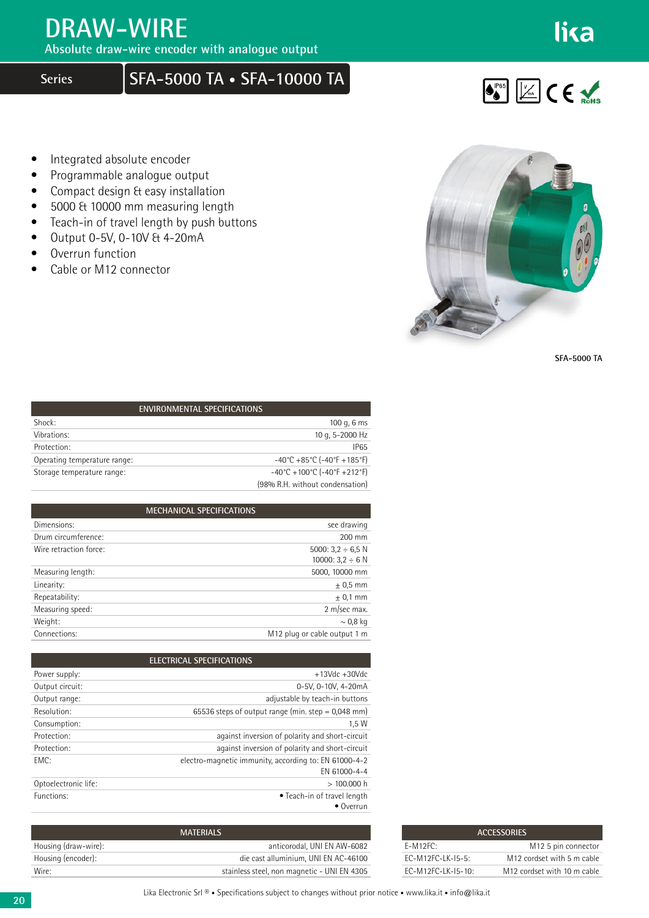# DRAW-WIRE

Absolute draw-wire encoder with analogue output

## Series SFA-5000 TA • SFA-10000 TA

- Integrated absolute encoder
- Programmable analogue output
- Compact design & easy installation
- 5000 & 10000 mm measuring length
- Teach-in of travel length by push buttons
- Output 0-5V, 0-10V & 4-20mA
- Overrun function
- Cable or M12 connector

SFA-5000 TA

| ENVIRONMENTAL SPECIFICATIONS | |
|---|---|
| Shock: | 100 g, 6 ms |
| Vibrations: | 10 g, 5-2000 Hz |
| Protection: | IP65 |
| Operating temperature range: | -40°C +85°C (-40°F +185°F) |
| Storage temperature range: | -40°C +100°C (-40°F +212°F) (98% R.H. without condensation) |

| MECHANICAL SPECIFICATIONS | |
|---|---|
| Dimensions: | see drawing |
| Drum circumference: | 200 mm |
| Wire retraction force: | 5000: 3,2 ÷ 6,5 N<br>10000: 3,2 ÷ 6 N |
| Measuring length: | 5000, 10000 mm |
| Linearity: | ± 0,5 mm |
| Repeatability: | ± 0,1 mm |
| Measuring speed: | 2 m/sec max. |
| Weight: | ~ 0,8 kg |
| Connections: | M12 plug or cable output 1 m |

| ELECTRICAL SPECIFICATIONS | |
|---|---|
| Power supply: | +13Vdc +30Vdc |
| Output circuit: | 0-5V, 0-10V, 4-20mA |
| Output range: | adjustable by teach-in buttons |
| Resolution: | 65536 steps of output range (min. step = 0,048 mm) |
| Consumption: | 1,5 W |
| Protection: | against inversion of polarity and short-circuit |
| Protection: | against inversion of polarity and short-circuit |
| EMC: | electro-magnetic immunity, according to: EN 61000-4-2<br>EN 61000-4-4 |
| Optoelectronic life: | > 100.000 h |
| Functions: | • Teach-in of travel length<br>• Overrun |

| MATERIALS | |
|---|---|
| Housing (draw-wire): | anticorodal, UNI EN AW-6082 |
| Housing (encoder): | die cast alluminium, UNI EN AC-46100 |
| Wire: | stainless steel, non magnetic - UNI EN 4305 |

| ACCESSORIES | |
|---|---|
| E-M12FC: | M12 5 pin connector |
| EC-M12FC-LK-I5-5: | M12 cordset with 5 m cable |
| EC-M12FC-LK-I5-10: | M12 cordset with 10 m cable |

Lika Electronic Srl ® • Specifications subject to changes without prior notice • www.lika.it • info@lika.it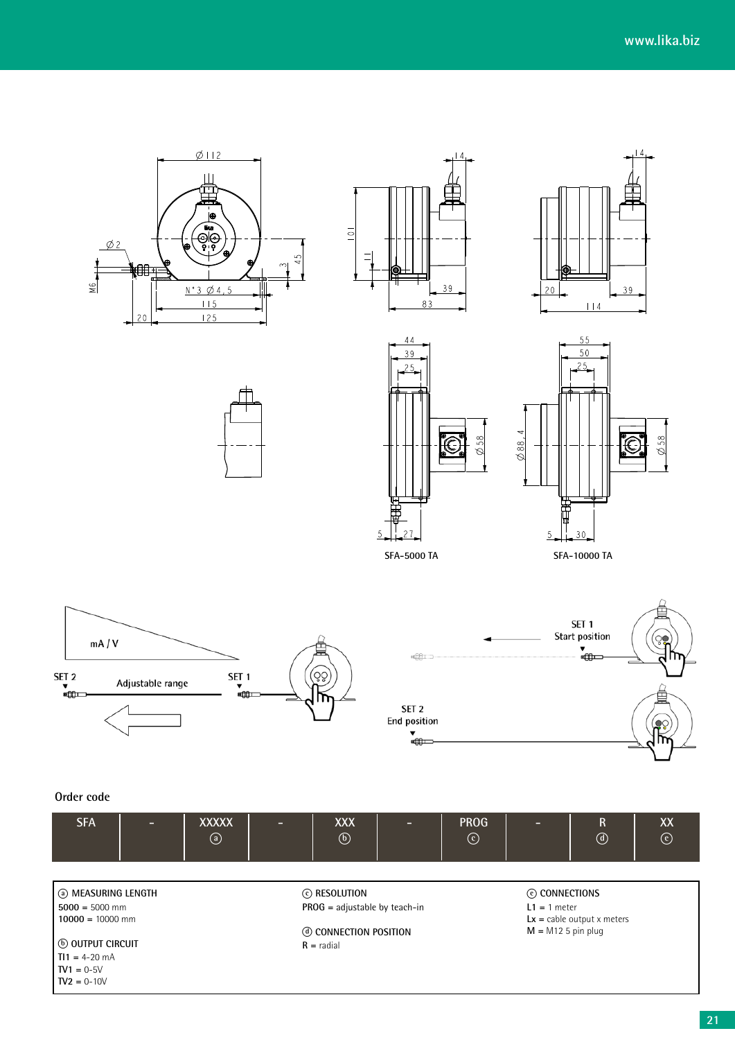SFA-5000 TA

SFA-10000 TA

mA / V

SET 2

Adjustable range

SET 1

SET 1
Start position

SET 2
End position

## Order code

| SFA | - | XXXXX | - | XXX | - | PROG | - | R | XX |
|---|---|---|---|---|---|---|---|---|---|
| | | ⓐ | | ⓑ | | ⓒ | | ⓓ | ⓔ |

ⓐ MEASURING LENGTH
**5000** = 5000 mm
**10000** = 10000 mm

ⓑ OUTPUT CIRCUIT
**TI1** = 4-20 mA
**TV1** = 0-5V
**TV2** = 0-10V

ⓒ RESOLUTION
**PROG** = adjustable by teach-in

ⓓ CONNECTION POSITION
**R** = radial

ⓔ CONNECTIONS
**L1** = 1 meter
**Lx** = cable output x meters
**M** = M12 5 pin plug